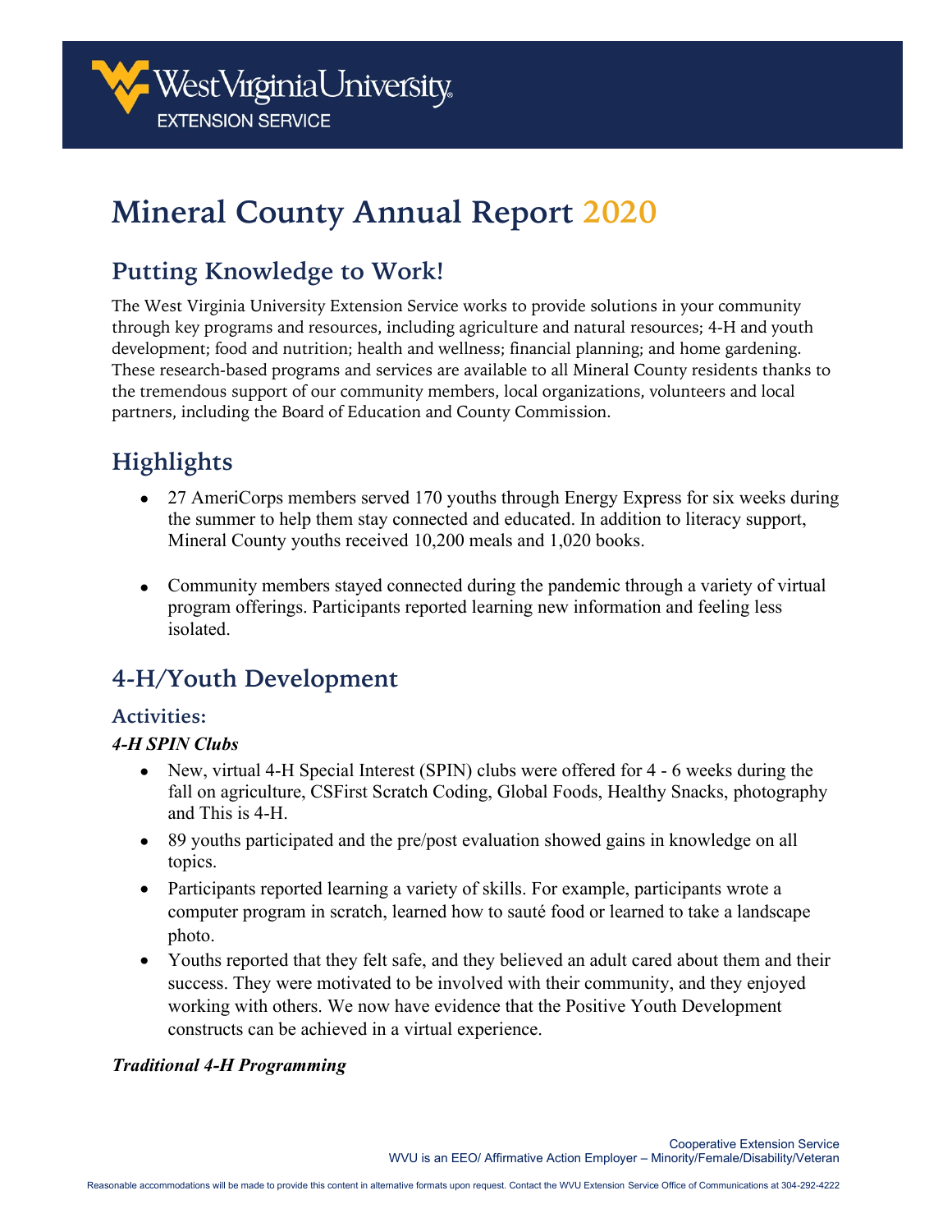# Mineral County Annual Report 2020

## Putting Knowledge to Work!

The West Virginia University Extension Service works to provide solutions in your community through key programs and resources, including agriculture and natural resources; 4-H and youth development; food and nutrition; health and wellness; financial planning; and home gardening. These research-based programs and services are available to all Mineral County residents thanks to the tremendous support of our community members, local organizations, volunteers and local partners, including the Board of Education and County Commission.

## Highlights

- 27 AmeriCorps members served 170 youths through Energy Express for six weeks during the summer to help them stay connected and educated. In addition to literacy support, Mineral County youths received 10,200 meals and 1,020 books.

- Community members stayed connected during the pandemic through a variety of virtual program offerings. Participants reported learning new information and feeling less isolated.

## 4-H/Youth Development

### Activities:

***4-H SPIN Clubs***

- New, virtual 4-H Special Interest (SPIN) clubs were offered for 4 - 6 weeks during the fall on agriculture, CSFirst Scratch Coding, Global Foods, Healthy Snacks, photography and This is 4-H.
- 89 youths participated and the pre/post evaluation showed gains in knowledge on all topics.
- Participants reported learning a variety of skills. For example, participants wrote a computer program in scratch, learned how to sauté food or learned to take a landscape photo.
- Youths reported that they felt safe, and they believed an adult cared about them and their success. They were motivated to be involved with their community, and they enjoyed working with others. We now have evidence that the Positive Youth Development constructs can be achieved in a virtual experience.

***Traditional 4-H Programming***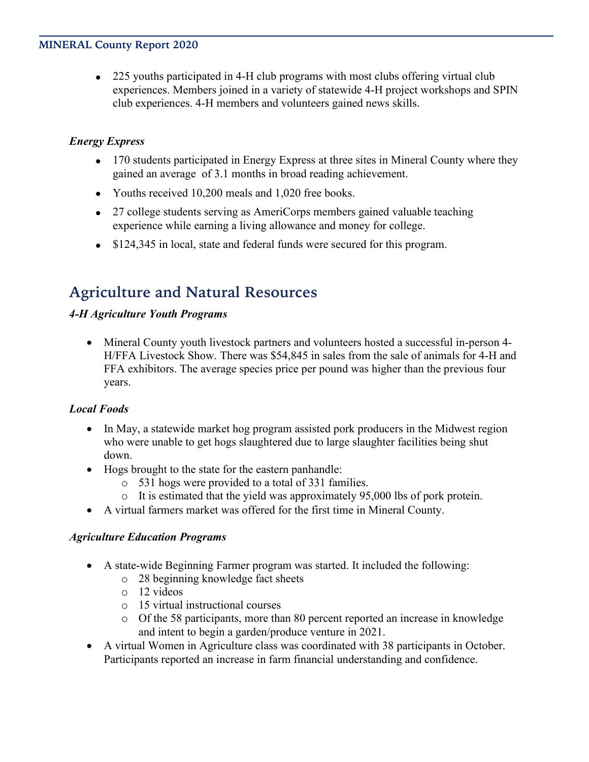- 225 youths participated in 4-H club programs with most clubs offering virtual club experiences. Members joined in a variety of statewide 4-H project workshops and SPIN club experiences. 4-H members and volunteers gained news skills.

### *Energy Express*

- 170 students participated in Energy Express at three sites in Mineral County where they gained an average of 3.1 months in broad reading achievement.
- Youths received 10,200 meals and 1,020 free books.
- 27 college students serving as AmeriCorps members gained valuable teaching experience while earning a living allowance and money for college.
- $124,345 in local, state and federal funds were secured for this program.

## Agriculture and Natural Resources

### *4-H Agriculture Youth Programs*

- Mineral County youth livestock partners and volunteers hosted a successful in-person 4-H/FFA Livestock Show. There was $54,845 in sales from the sale of animals for 4-H and FFA exhibitors. The average species price per pound was higher than the previous four years.

### *Local Foods*

- In May, a statewide market hog program assisted pork producers in the Midwest region who were unable to get hogs slaughtered due to large slaughter facilities being shut down.
- Hogs brought to the state for the eastern panhandle:
  - 531 hogs were provided to a total of 331 families.
  - It is estimated that the yield was approximately 95,000 lbs of pork protein.
- A virtual farmers market was offered for the first time in Mineral County.

### *Agriculture Education Programs*

- A state-wide Beginning Farmer program was started. It included the following:
  - 28 beginning knowledge fact sheets
  - 12 videos
  - 15 virtual instructional courses
  - Of the 58 participants, more than 80 percent reported an increase in knowledge and intent to begin a garden/produce venture in 2021.
- A virtual Women in Agriculture class was coordinated with 38 participants in October. Participants reported an increase in farm financial understanding and confidence.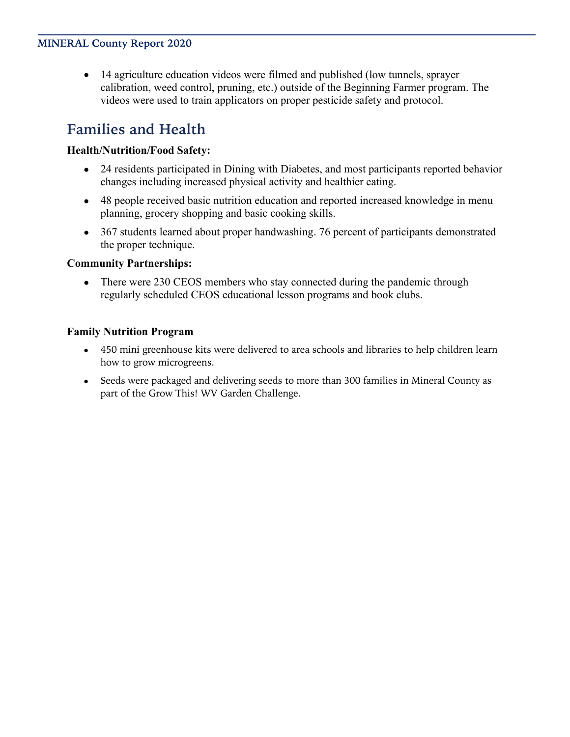- 14 agriculture education videos were filmed and published (low tunnels, sprayer calibration, weed control, pruning, etc.) outside of the Beginning Farmer program. The videos were used to train applicators on proper pesticide safety and protocol.

## Families and Health

**Health/Nutrition/Food Safety:**

- 24 residents participated in Dining with Diabetes, and most participants reported behavior changes including increased physical activity and healthier eating.
- 48 people received basic nutrition education and reported increased knowledge in menu planning, grocery shopping and basic cooking skills.
- 367 students learned about proper handwashing. 76 percent of participants demonstrated the proper technique.

**Community Partnerships:**

- There were 230 CEOS members who stay connected during the pandemic through regularly scheduled CEOS educational lesson programs and book clubs.

**Family Nutrition Program**

- 450 mini greenhouse kits were delivered to area schools and libraries to help children learn how to grow microgreens.
- Seeds were packaged and delivering seeds to more than 300 families in Mineral County as part of the Grow This! WV Garden Challenge.